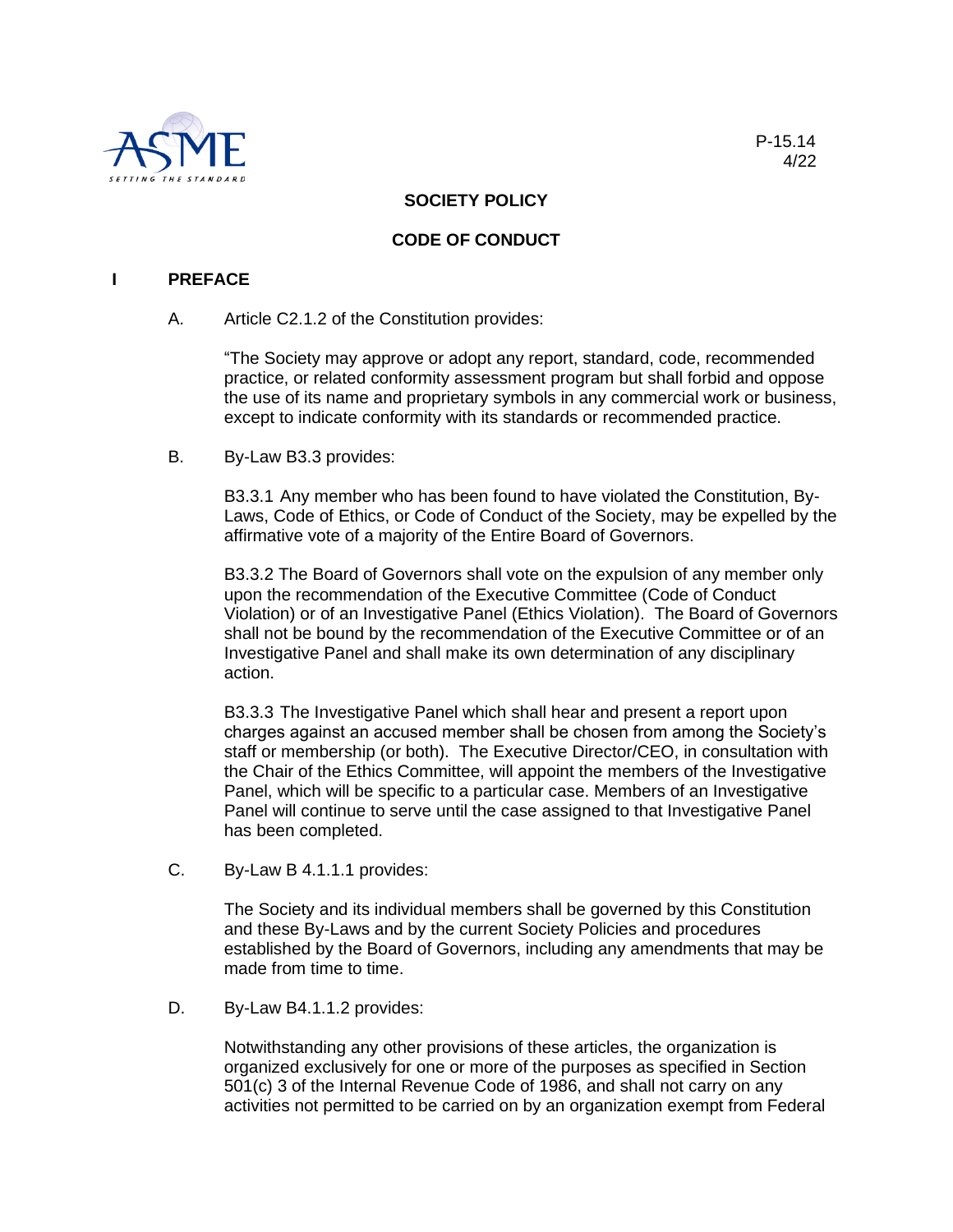P-15.14
4/22

## SOCIETY POLICY

## CODE OF CONDUCT

## I PREFACE

A. Article C2.1.2 of the Constitution provides:

"The Society may approve or adopt any report, standard, code, recommended practice, or related conformity assessment program but shall forbid and oppose the use of its name and proprietary symbols in any commercial work or business, except to indicate conformity with its standards or recommended practice.

B. By-Law B3.3 provides:

B3.3.1 Any member who has been found to have violated the Constitution, By-Laws, Code of Ethics, or Code of Conduct of the Society, may be expelled by the affirmative vote of a majority of the Entire Board of Governors.

B3.3.2 The Board of Governors shall vote on the expulsion of any member only upon the recommendation of the Executive Committee (Code of Conduct Violation) or of an Investigative Panel (Ethics Violation). The Board of Governors shall not be bound by the recommendation of the Executive Committee or of an Investigative Panel and shall make its own determination of any disciplinary action.

B3.3.3 The Investigative Panel which shall hear and present a report upon charges against an accused member shall be chosen from among the Society's staff or membership (or both). The Executive Director/CEO, in consultation with the Chair of the Ethics Committee, will appoint the members of the Investigative Panel, which will be specific to a particular case. Members of an Investigative Panel will continue to serve until the case assigned to that Investigative Panel has been completed.

C. By-Law B 4.1.1.1 provides:

The Society and its individual members shall be governed by this Constitution and these By-Laws and by the current Society Policies and procedures established by the Board of Governors, including any amendments that may be made from time to time.

D. By-Law B4.1.1.2 provides:

Notwithstanding any other provisions of these articles, the organization is organized exclusively for one or more of the purposes as specified in Section 501(c) 3 of the Internal Revenue Code of 1986, and shall not carry on any activities not permitted to be carried on by an organization exempt from Federal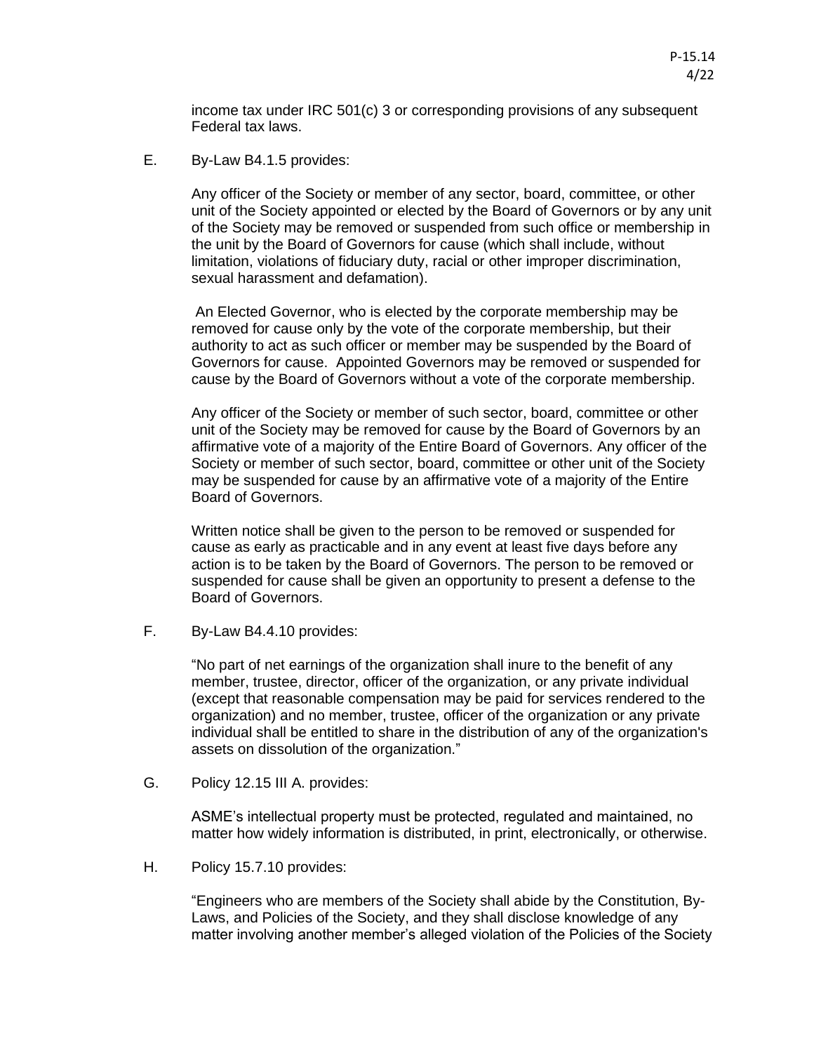income tax under IRC 501(c) 3 or corresponding provisions of any subsequent Federal tax laws.

E. By-Law B4.1.5 provides:

Any officer of the Society or member of any sector, board, committee, or other unit of the Society appointed or elected by the Board of Governors or by any unit of the Society may be removed or suspended from such office or membership in the unit by the Board of Governors for cause (which shall include, without limitation, violations of fiduciary duty, racial or other improper discrimination, sexual harassment and defamation).

An Elected Governor, who is elected by the corporate membership may be removed for cause only by the vote of the corporate membership, but their authority to act as such officer or member may be suspended by the Board of Governors for cause. Appointed Governors may be removed or suspended for cause by the Board of Governors without a vote of the corporate membership.

Any officer of the Society or member of such sector, board, committee or other unit of the Society may be removed for cause by the Board of Governors by an affirmative vote of a majority of the Entire Board of Governors. Any officer of the Society or member of such sector, board, committee or other unit of the Society may be suspended for cause by an affirmative vote of a majority of the Entire Board of Governors.

Written notice shall be given to the person to be removed or suspended for cause as early as practicable and in any event at least five days before any action is to be taken by the Board of Governors. The person to be removed or suspended for cause shall be given an opportunity to present a defense to the Board of Governors.

F. By-Law B4.4.10 provides:

"No part of net earnings of the organization shall inure to the benefit of any member, trustee, director, officer of the organization, or any private individual (except that reasonable compensation may be paid for services rendered to the organization) and no member, trustee, officer of the organization or any private individual shall be entitled to share in the distribution of any of the organization's assets on dissolution of the organization."

G. Policy 12.15 III A. provides:

ASME's intellectual property must be protected, regulated and maintained, no matter how widely information is distributed, in print, electronically, or otherwise.

H. Policy 15.7.10 provides:

"Engineers who are members of the Society shall abide by the Constitution, By-Laws, and Policies of the Society, and they shall disclose knowledge of any matter involving another member's alleged violation of the Policies of the Society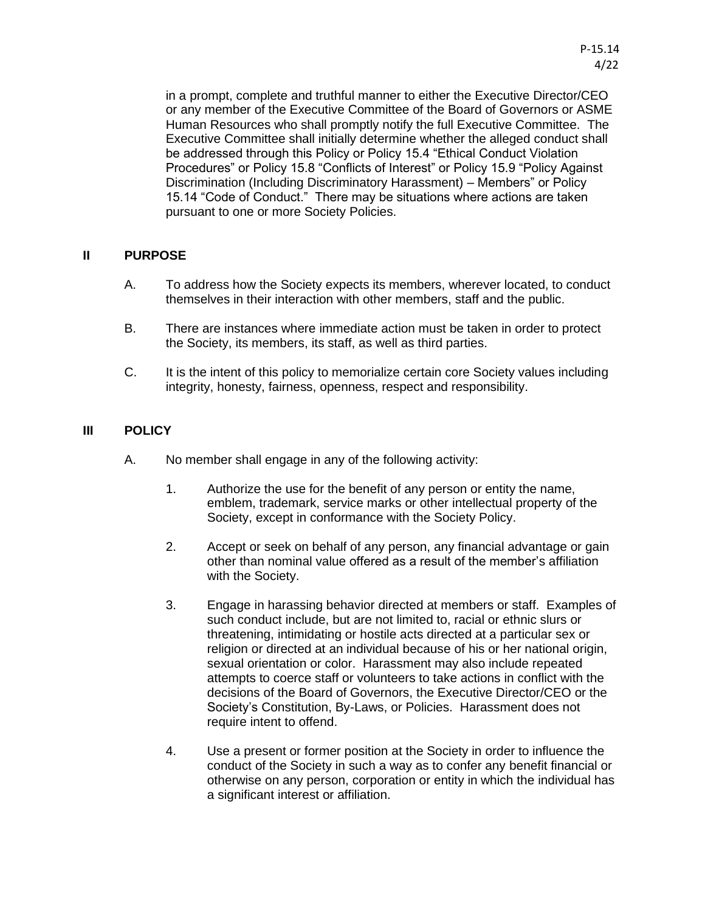in a prompt, complete and truthful manner to either the Executive Director/CEO or any member of the Executive Committee of the Board of Governors or ASME Human Resources who shall promptly notify the full Executive Committee. The Executive Committee shall initially determine whether the alleged conduct shall be addressed through this Policy or Policy 15.4 "Ethical Conduct Violation Procedures" or Policy 15.8 "Conflicts of Interest" or Policy 15.9 "Policy Against Discrimination (Including Discriminatory Harassment) – Members" or Policy 15.14 "Code of Conduct." There may be situations where actions are taken pursuant to one or more Society Policies.

## II PURPOSE

A. To address how the Society expects its members, wherever located, to conduct themselves in their interaction with other members, staff and the public.

B. There are instances where immediate action must be taken in order to protect the Society, its members, its staff, as well as third parties.

C. It is the intent of this policy to memorialize certain core Society values including integrity, honesty, fairness, openness, respect and responsibility.

## III POLICY

A. No member shall engage in any of the following activity:

1. Authorize the use for the benefit of any person or entity the name, emblem, trademark, service marks or other intellectual property of the Society, except in conformance with the Society Policy.

2. Accept or seek on behalf of any person, any financial advantage or gain other than nominal value offered as a result of the member's affiliation with the Society.

3. Engage in harassing behavior directed at members or staff. Examples of such conduct include, but are not limited to, racial or ethnic slurs or threatening, intimidating or hostile acts directed at a particular sex or religion or directed at an individual because of his or her national origin, sexual orientation or color. Harassment may also include repeated attempts to coerce staff or volunteers to take actions in conflict with the decisions of the Board of Governors, the Executive Director/CEO or the Society's Constitution, By-Laws, or Policies. Harassment does not require intent to offend.

4. Use a present or former position at the Society in order to influence the conduct of the Society in such a way as to confer any benefit financial or otherwise on any person, corporation or entity in which the individual has a significant interest or affiliation.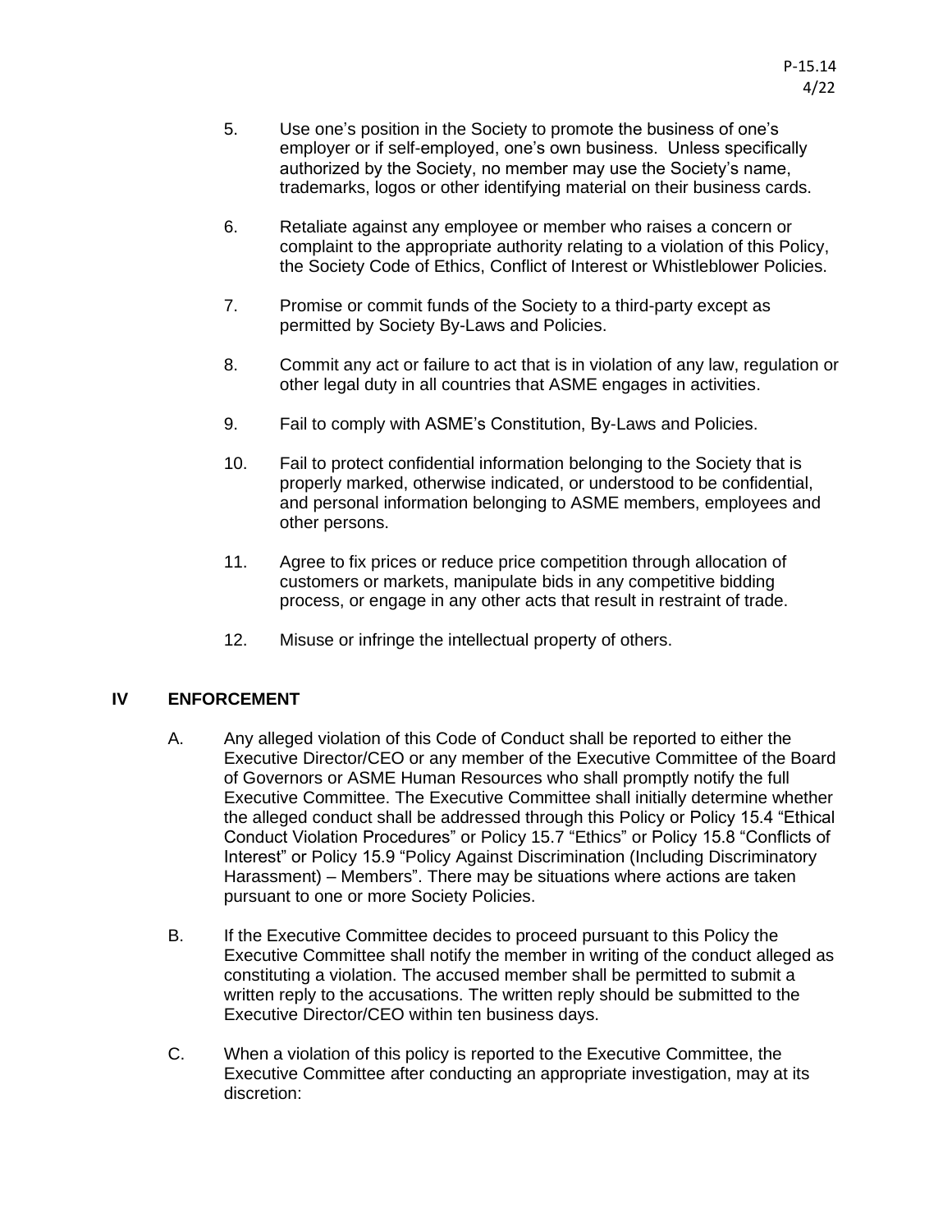5. Use one's position in the Society to promote the business of one's employer or if self-employed, one's own business. Unless specifically authorized by the Society, no member may use the Society's name, trademarks, logos or other identifying material on their business cards.

6. Retaliate against any employee or member who raises a concern or complaint to the appropriate authority relating to a violation of this Policy, the Society Code of Ethics, Conflict of Interest or Whistleblower Policies.

7. Promise or commit funds of the Society to a third-party except as permitted by Society By-Laws and Policies.

8. Commit any act or failure to act that is in violation of any law, regulation or other legal duty in all countries that ASME engages in activities.

9. Fail to comply with ASME's Constitution, By-Laws and Policies.

10. Fail to protect confidential information belonging to the Society that is properly marked, otherwise indicated, or understood to be confidential, and personal information belonging to ASME members, employees and other persons.

11. Agree to fix prices or reduce price competition through allocation of customers or markets, manipulate bids in any competitive bidding process, or engage in any other acts that result in restraint of trade.

12. Misuse or infringe the intellectual property of others.

## IV ENFORCEMENT

A. Any alleged violation of this Code of Conduct shall be reported to either the Executive Director/CEO or any member of the Executive Committee of the Board of Governors or ASME Human Resources who shall promptly notify the full Executive Committee. The Executive Committee shall initially determine whether the alleged conduct shall be addressed through this Policy or Policy 15.4 "Ethical Conduct Violation Procedures" or Policy 15.7 "Ethics" or Policy 15.8 "Conflicts of Interest" or Policy 15.9 "Policy Against Discrimination (Including Discriminatory Harassment) – Members". There may be situations where actions are taken pursuant to one or more Society Policies.

B. If the Executive Committee decides to proceed pursuant to this Policy the Executive Committee shall notify the member in writing of the conduct alleged as constituting a violation. The accused member shall be permitted to submit a written reply to the accusations. The written reply should be submitted to the Executive Director/CEO within ten business days.

C. When a violation of this policy is reported to the Executive Committee, the Executive Committee after conducting an appropriate investigation, may at its discretion: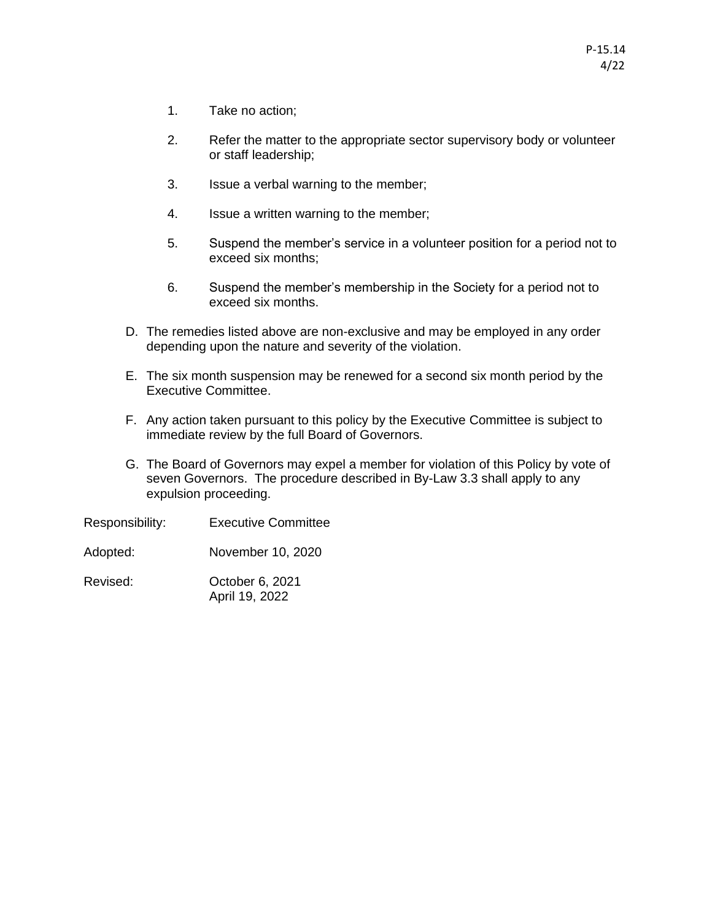1. Take no action;

2. Refer the matter to the appropriate sector supervisory body or volunteer or staff leadership;

3. Issue a verbal warning to the member;

4. Issue a written warning to the member;

5. Suspend the member's service in a volunteer position for a period not to exceed six months;

6. Suspend the member's membership in the Society for a period not to exceed six months.

D. The remedies listed above are non-exclusive and may be employed in any order depending upon the nature and severity of the violation.

E. The six month suspension may be renewed for a second six month period by the Executive Committee.

F. Any action taken pursuant to this policy by the Executive Committee is subject to immediate review by the full Board of Governors.

G. The Board of Governors may expel a member for violation of this Policy by vote of seven Governors. The procedure described in By-Law 3.3 shall apply to any expulsion proceeding.

Responsibility: Executive Committee

Adopted: November 10, 2020

Revised: October 6, 2021
April 19, 2022